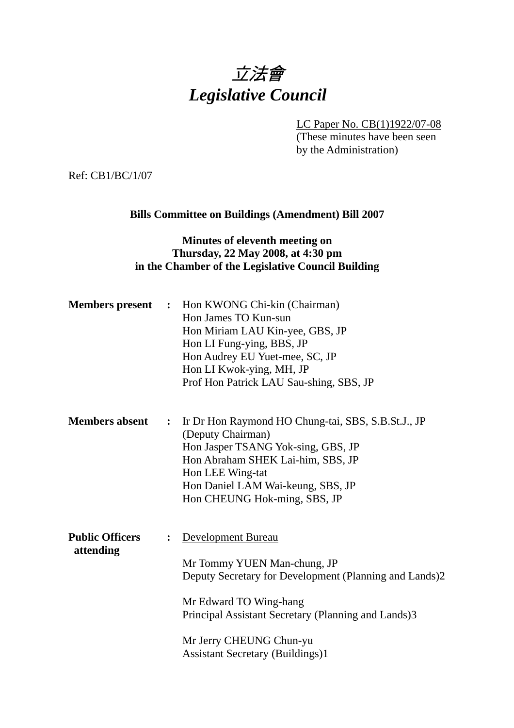# *立法會*
# *Legislative Council*

LC Paper No. CB(1)1922/07-08
(These minutes have been seen by the Administration)

Ref: CB1/BC/1/07

**Bills Committee on Buildings (Amendment) Bill 2007**

**Minutes of eleventh meeting on**
**Thursday, 22 May 2008, at 4:30 pm**
**in the Chamber of the Legislative Council Building**

**Members present :**
Hon KWONG Chi-kin (Chairman)
Hon James TO Kun-sun
Hon Miriam LAU Kin-yee, GBS, JP
Hon LI Fung-ying, BBS, JP
Hon Audrey EU Yuet-mee, SC, JP
Hon LI Kwok-ying, MH, JP
Prof Hon Patrick LAU Sau-shing, SBS, JP

**Members absent :**
Ir Dr Hon Raymond HO Chung-tai, SBS, S.B.St.J., JP (Deputy Chairman)
Hon Jasper TSANG Yok-sing, GBS, JP
Hon Abraham SHEK Lai-him, SBS, JP
Hon LEE Wing-tat
Hon Daniel LAM Wai-keung, SBS, JP
Hon CHEUNG Hok-ming, SBS, JP

**Public Officers attending :**
Development Bureau

Mr Tommy YUEN Man-chung, JP
Deputy Secretary for Development (Planning and Lands)2

Mr Edward TO Wing-hang
Principal Assistant Secretary (Planning and Lands)3

Mr Jerry CHEUNG Chun-yu
Assistant Secretary (Buildings)1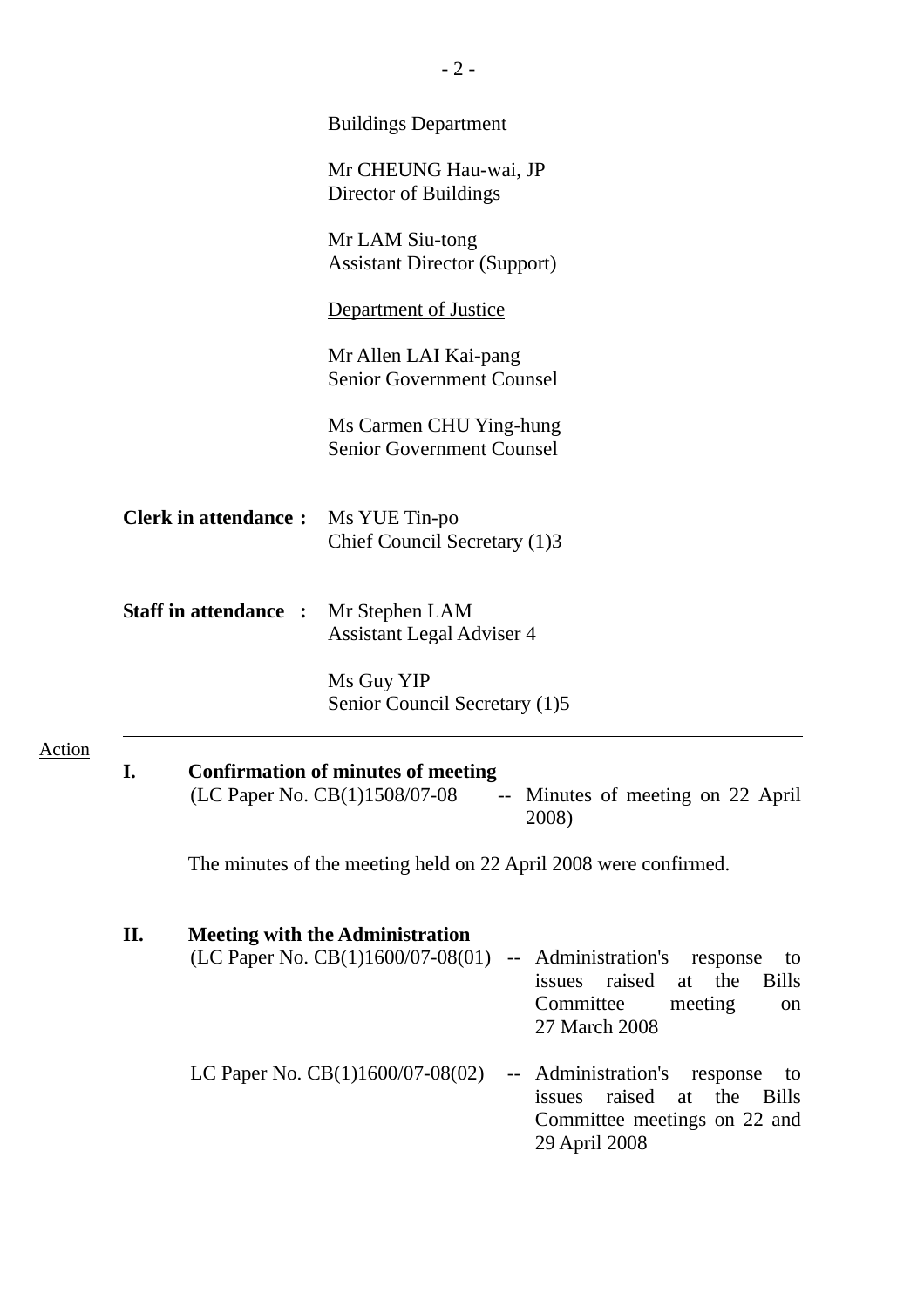<u>Buildings Department</u>

Mr CHEUNG Hau-wai, JP
Director of Buildings

Mr LAM Siu-tong
Assistant Director (Support)

<u>Department of Justice</u>

Mr Allen LAI Kai-pang
Senior Government Counsel

Ms Carmen CHU Ying-hung
Senior Government Counsel

**Clerk in attendance :** Ms YUE Tin-po
Chief Council Secretary (1)3

**Staff in attendance :** Mr Stephen LAM
Assistant Legal Adviser 4

Ms Guy YIP
Senior Council Secretary (1)5

---

Action

**I. Confirmation of minutes of meeting**

(LC Paper No. CB(1)1508/07-08 -- Minutes of meeting on 22 April 2008)

The minutes of the meeting held on 22 April 2008 were confirmed.

**II. Meeting with the Administration**

(LC Paper No. CB(1)1600/07-08(01) -- Administration's response to issues raised at the Bills Committee meeting on 27 March 2008

LC Paper No. CB(1)1600/07-08(02) -- Administration's response to issues raised at the Bills Committee meetings on 22 and 29 April 2008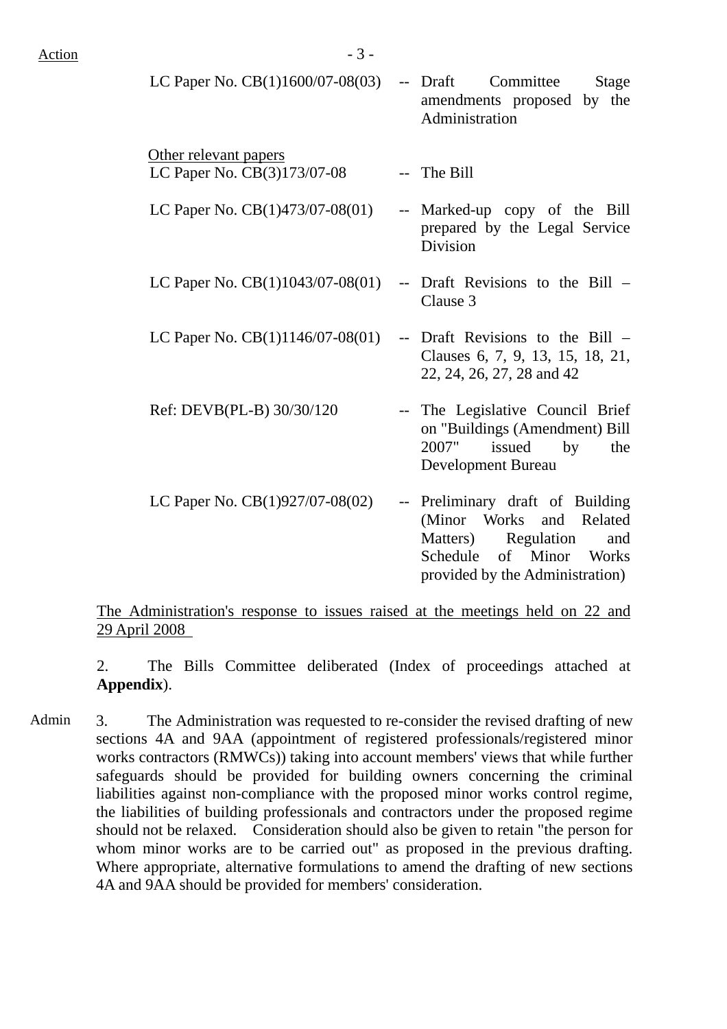Action

| | | |
|---|---|---|
| LC Paper No. CB(1)1600/07-08(03) | -- | Draft Committee Stage amendments proposed by the Administration |
| <u>Other relevant papers</u> | | |
| LC Paper No. CB(3)173/07-08 | -- | The Bill |
| LC Paper No. CB(1)473/07-08(01) | -- | Marked-up copy of the Bill prepared by the Legal Service Division |
| LC Paper No. CB(1)1043/07-08(01) | -- | Draft Revisions to the Bill – Clause 3 |
| LC Paper No. CB(1)1146/07-08(01) | -- | Draft Revisions to the Bill – Clauses 6, 7, 9, 13, 15, 18, 21, 22, 24, 26, 27, 28 and 42 |
| Ref: DEVB(PL-B) 30/30/120 | -- | The Legislative Council Brief on "Buildings (Amendment) Bill 2007" issued by the Development Bureau |
| LC Paper No. CB(1)927/07-08(02) | -- | Preliminary draft of Building (Minor Works and Related Matters) Regulation and Schedule of Minor Works provided by the Administration) |

<u>The Administration's response to issues raised at the meetings held on 22 and 29 April 2008</u>

2. The Bills Committee deliberated (Index of proceedings attached at **Appendix**).

Admin

3. The Administration was requested to re-consider the revised drafting of new sections 4A and 9AA (appointment of registered professionals/registered minor works contractors (RMWCs)) taking into account members' views that while further safeguards should be provided for building owners concerning the criminal liabilities against non-compliance with the proposed minor works control regime, the liabilities of building professionals and contractors under the proposed regime should not be relaxed. Consideration should also be given to retain "the person for whom minor works are to be carried out" as proposed in the previous drafting. Where appropriate, alternative formulations to amend the drafting of new sections 4A and 9AA should be provided for members' consideration.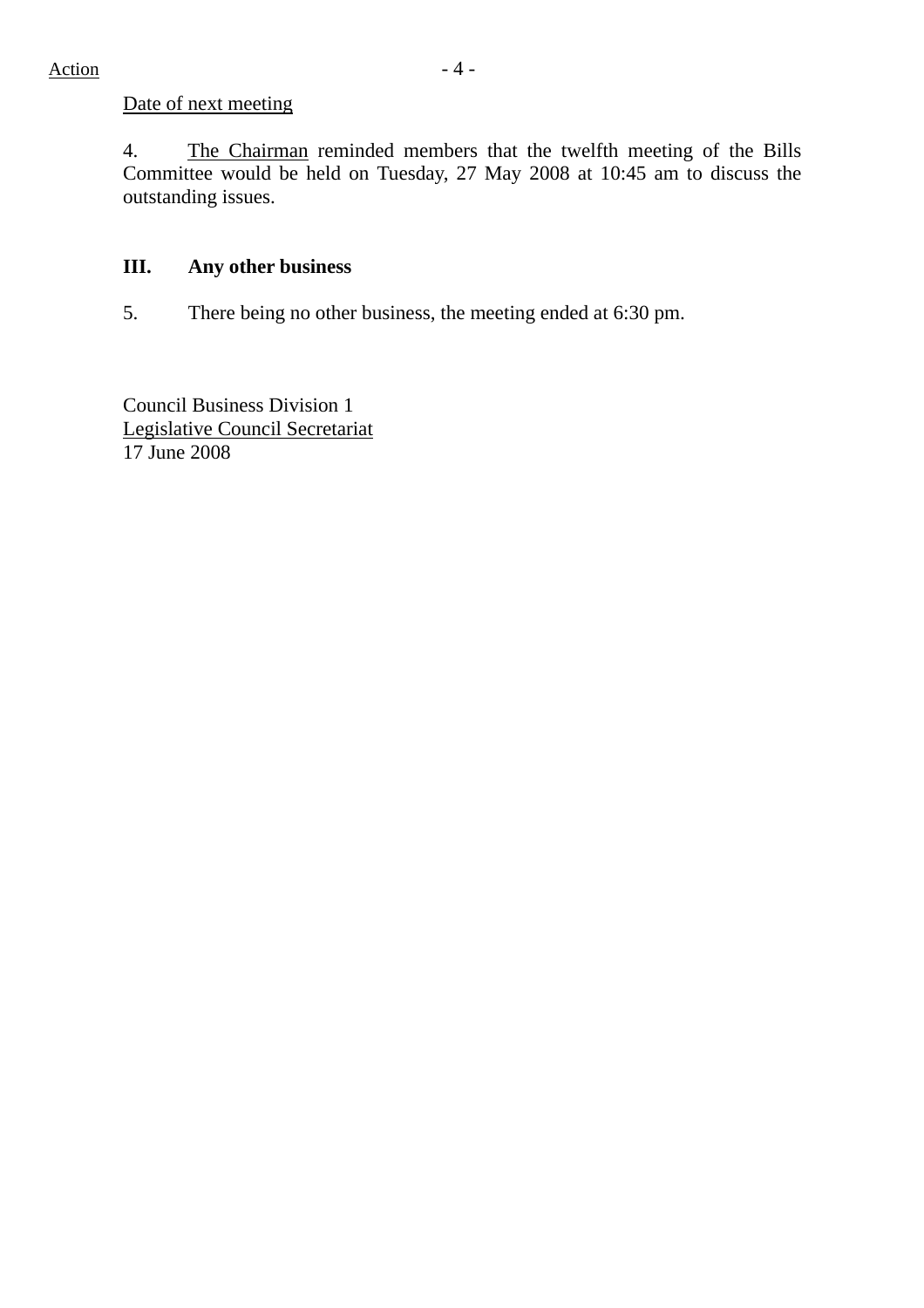Action

Date of next meeting

4. The Chairman reminded members that the twelfth meeting of the Bills Committee would be held on Tuesday, 27 May 2008 at 10:45 am to discuss the outstanding issues.

### III. Any other business

5. There being no other business, the meeting ended at 6:30 pm.

Council Business Division 1
Legislative Council Secretariat
17 June 2008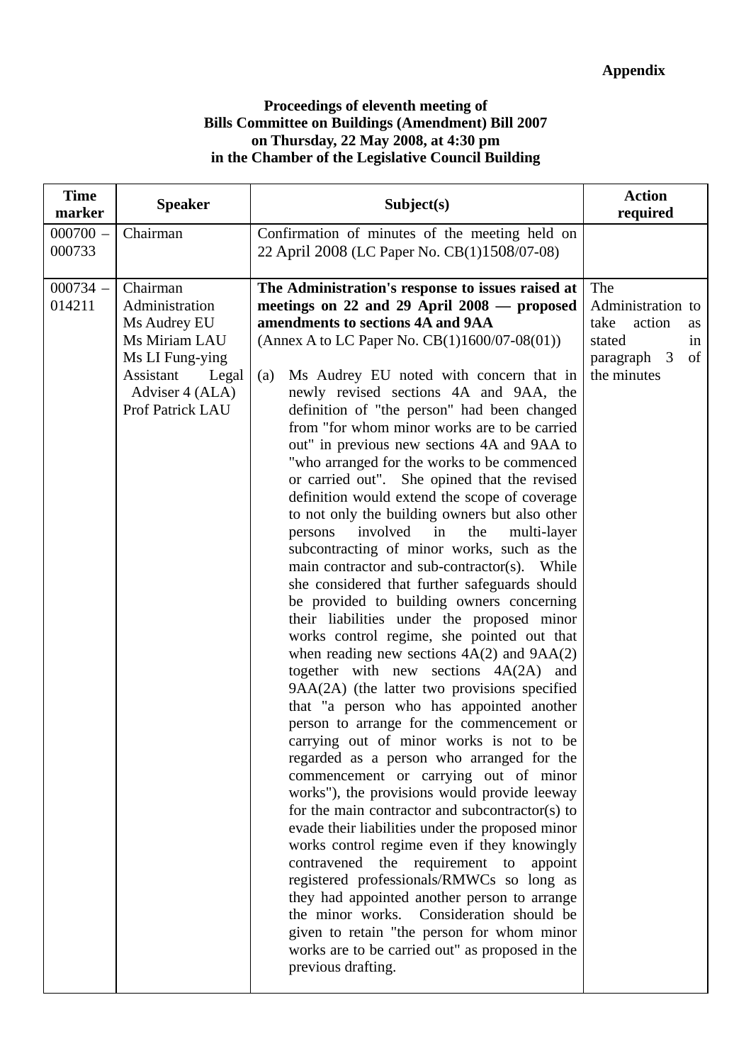**Appendix**

**Proceedings of eleventh meeting of**
**Bills Committee on Buildings (Amendment) Bill 2007**
**on Thursday, 22 May 2008, at 4:30 pm**
**in the Chamber of the Legislative Council Building**

| Time marker | Speaker | Subject(s) | Action required |
|---|---|---|---|
| 000700 – 000733 | Chairman | Confirmation of minutes of the meeting held on 22 April 2008 (LC Paper No. CB(1)1508/07-08) | |
| 000734 – 014211 | Chairman<br>Administration<br>Ms Audrey EU<br>Ms Miriam LAU<br>Ms LI Fung-ying<br>Assistant Legal Adviser 4 (ALA)<br>Prof Patrick LAU | **The Administration's response to issues raised at meetings on 22 and 29 April 2008 — proposed amendments to sections 4A and 9AA**<br>(Annex A to LC Paper No. CB(1)1600/07-08(01))<br><br>(a) Ms Audrey EU noted with concern that in newly revised sections 4A and 9AA, the definition of "the person" had been changed from "for whom minor works are to be carried out" in previous new sections 4A and 9AA to "who arranged for the works to be commenced or carried out". She opined that the revised definition would extend the scope of coverage to not only the building owners but also other persons involved in the multi-layer subcontracting of minor works, such as the main contractor and sub-contractor(s). While she considered that further safeguards should be provided to building owners concerning their liabilities under the proposed minor works control regime, she pointed out that when reading new sections 4A(2) and 9AA(2) together with new sections 4A(2A) and 9AA(2A) (the latter two provisions specified that "a person who has appointed another person to arrange for the commencement or carrying out of minor works is not to be regarded as a person who arranged for the commencement or carrying out of minor works"), the provisions would provide leeway for the main contractor and subcontractor(s) to evade their liabilities under the proposed minor works control regime even if they knowingly contravened the requirement to appoint registered professionals/RMWCs so long as they had appointed another person to arrange the minor works. Consideration should be given to retain "the person for whom minor works are to be carried out" as proposed in the previous drafting. | The Administration to take action as stated in paragraph 3 of the minutes |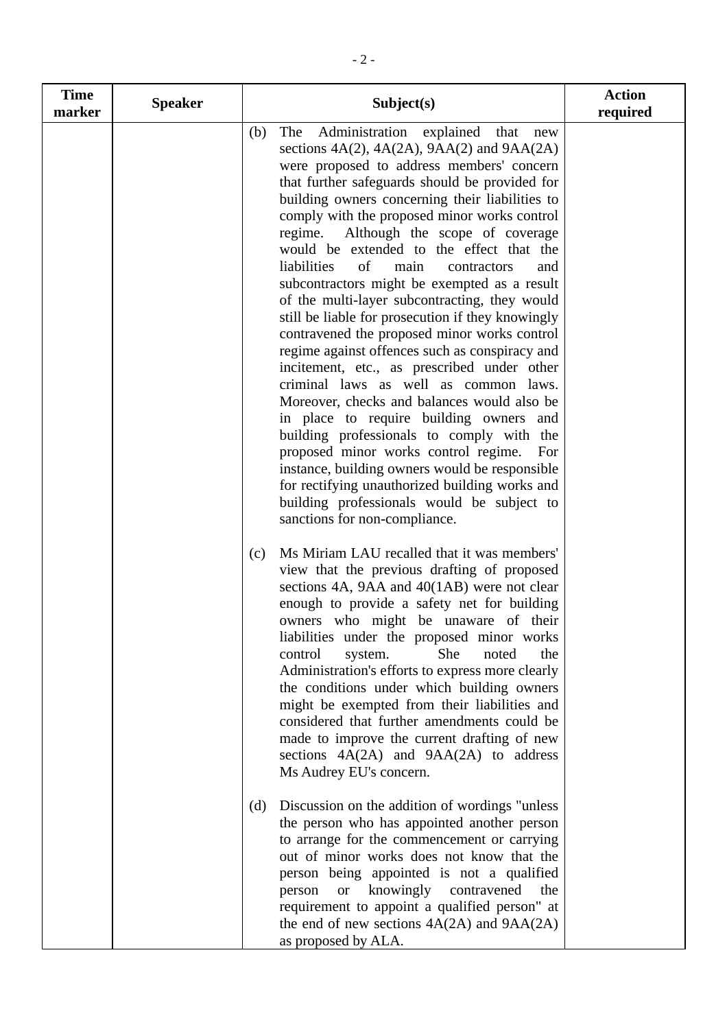| Time marker | Speaker | Subject(s) | Action required |
|---|---|---|---|
| | | (b) The Administration explained that new sections 4A(2), 4A(2A), 9AA(2) and 9AA(2A) were proposed to address members' concern that further safeguards should be provided for building owners concerning their liabilities to comply with the proposed minor works control regime. Although the scope of coverage would be extended to the effect that the liabilities of main contractors and subcontractors might be exempted as a result of the multi-layer subcontracting, they would still be liable for prosecution if they knowingly contravened the proposed minor works control regime against offences such as conspiracy and incitement, etc., as prescribed under other criminal laws as well as common laws. Moreover, checks and balances would also be in place to require building owners and building professionals to comply with the proposed minor works control regime. For instance, building owners would be responsible for rectifying unauthorized building works and building professionals would be subject to sanctions for non-compliance.<br><br>(c) Ms Miriam LAU recalled that it was members' view that the previous drafting of proposed sections 4A, 9AA and 40(1AB) were not clear enough to provide a safety net for building owners who might be unaware of their liabilities under the proposed minor works control system. She noted the Administration's efforts to express more clearly the conditions under which building owners might be exempted from their liabilities and considered that further amendments could be made to improve the current drafting of new sections 4A(2A) and 9AA(2A) to address Ms Audrey EU's concern.<br><br>(d) Discussion on the addition of wordings "unless the person who has appointed another person to arrange for the commencement or carrying out of minor works does not know that the person being appointed is not a qualified person or knowingly contravened the requirement to appoint a qualified person" at the end of new sections 4A(2A) and 9AA(2A) as proposed by ALA. | |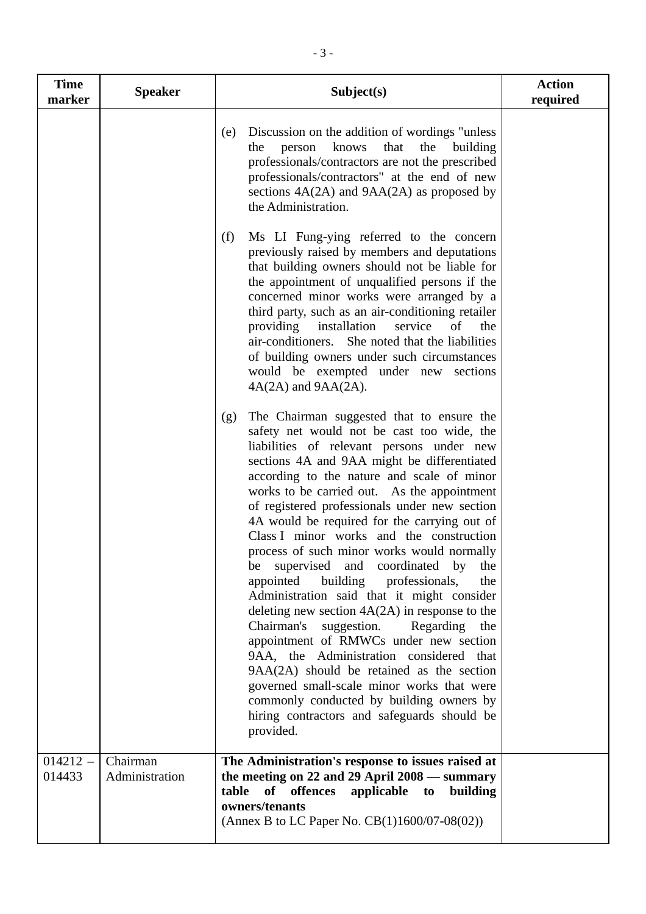| Time marker | Speaker | Subject(s) | Action required |
|---|---|---|---|
| | | (e) Discussion on the addition of wordings "unless the person knows that the building professionals/contractors are not the prescribed professionals/contractors" at the end of new sections 4A(2A) and 9AA(2A) as proposed by the Administration.<br><br>(f) Ms LI Fung-ying referred to the concern previously raised by members and deputations that building owners should not be liable for the appointment of unqualified persons if the concerned minor works were arranged by a third party, such as an air-conditioning retailer providing installation service of the air-conditioners. She noted that the liabilities of building owners under such circumstances would be exempted under new sections 4A(2A) and 9AA(2A).<br><br>(g) The Chairman suggested that to ensure the safety net would not be cast too wide, the liabilities of relevant persons under new sections 4A and 9AA might be differentiated according to the nature and scale of minor works to be carried out. As the appointment of registered professionals under new section 4A would be required for the carrying out of Class I minor works and the construction process of such minor works would normally be supervised and coordinated by the appointed building professionals, the Administration said that it might consider deleting new section 4A(2A) in response to the Chairman's suggestion. Regarding the appointment of RMWCs under new section 9AA, the Administration considered that 9AA(2A) should be retained as the section governed small-scale minor works that were commonly conducted by building owners by hiring contractors and safeguards should be provided. | |
| 014212 – 014433 | Chairman<br>Administration | **The Administration's response to issues raised at the meeting on 22 and 29 April 2008 — summary table of offences applicable to building owners/tenants**<br>(Annex B to LC Paper No. CB(1)1600/07-08(02)) | |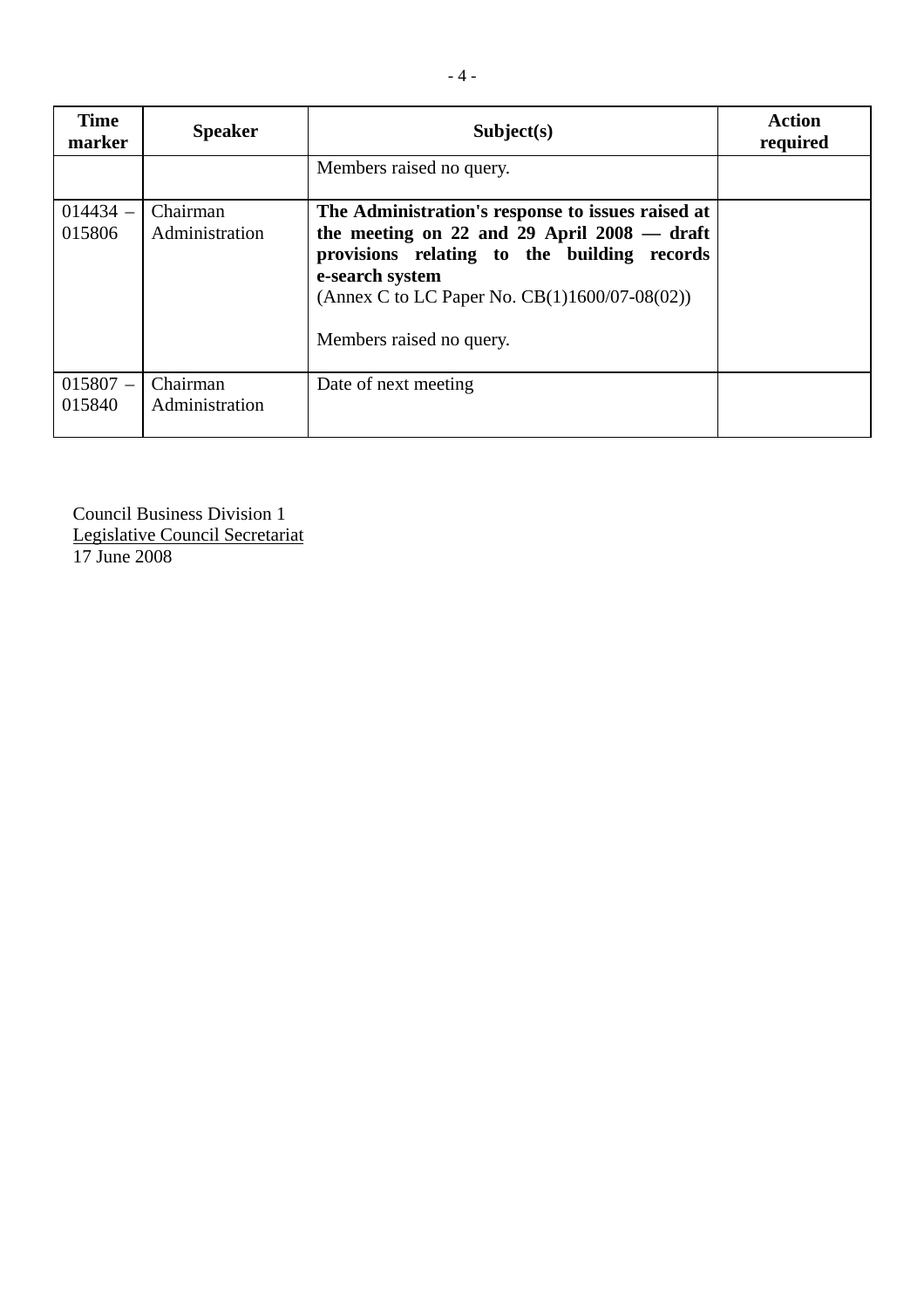| Time marker | Speaker | Subject(s) | Action required |
|---|---|---|---|
| | | Members raised no query. | |
| 014434 – 015806 | Chairman<br>Administration | **The Administration's response to issues raised at the meeting on 22 and 29 April 2008 — draft provisions relating to the building records e-search system**<br>(Annex C to LC Paper No. CB(1)1600/07-08(02))<br><br>Members raised no query. | |
| 015807 – 015840 | Chairman<br>Administration | Date of next meeting | |

Council Business Division 1
Legislative Council Secretariat
17 June 2008